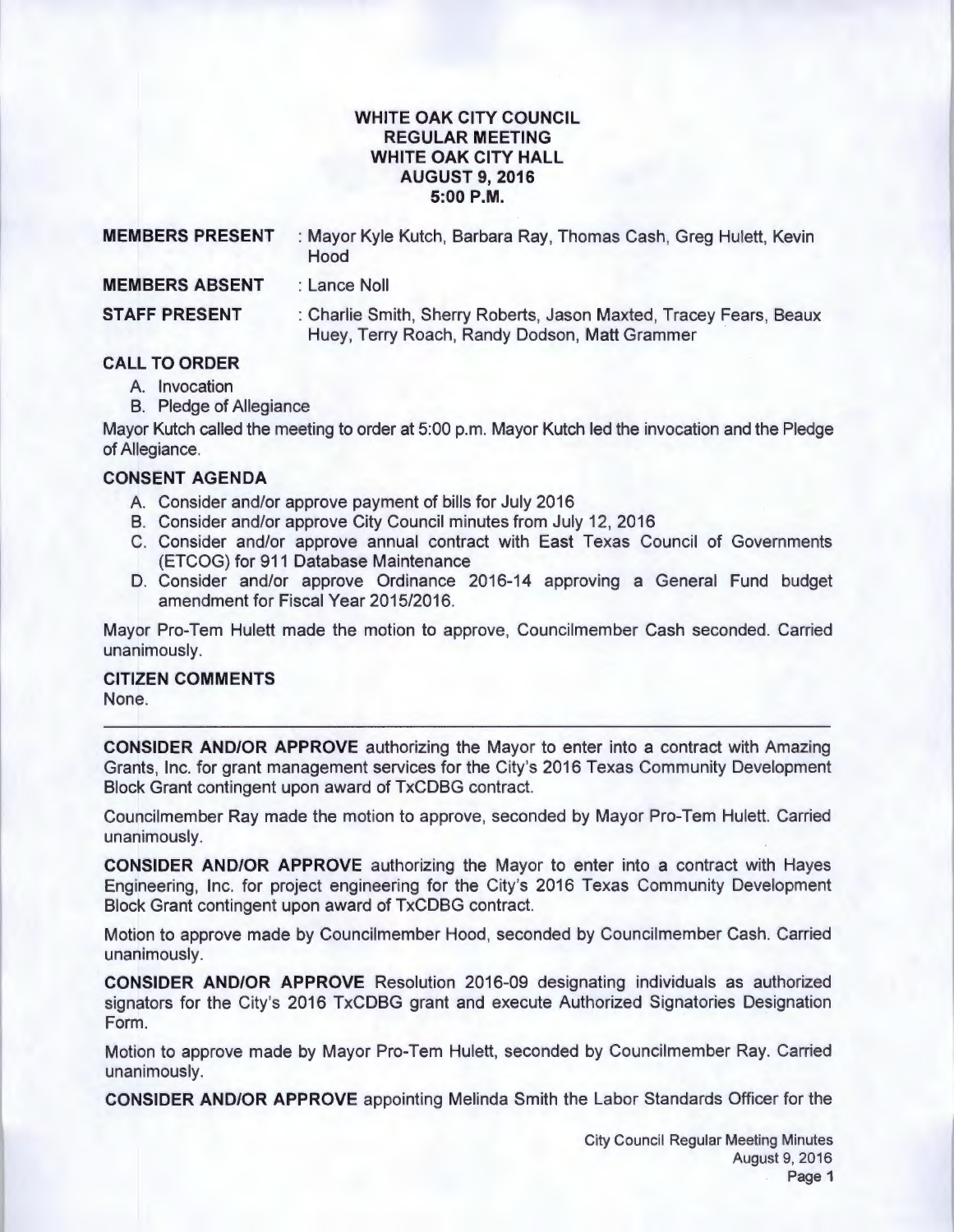# WHITE OAK CITY COUNCIL
## REGULAR MEETING
## WHITE OAK CITY HALL
## AUGUST 9, 2016
## 5:00 P.M.

**MEMBERS PRESENT** : Mayor Kyle Kutch, Barbara Ray, Thomas Cash, Greg Hulett, Kevin Hood

**MEMBERS ABSENT** : Lance Noll

**STAFF PRESENT** : Charlie Smith, Sherry Roberts, Jason Maxted, Tracey Fears, Beaux Huey, Terry Roach, Randy Dodson, Matt Grammer

**CALL TO ORDER**

A. Invocation
B. Pledge of Allegiance

Mayor Kutch called the meeting to order at 5:00 p.m. Mayor Kutch led the invocation and the Pledge of Allegiance.

**CONSENT AGENDA**

A. Consider and/or approve payment of bills for July 2016
B. Consider and/or approve City Council minutes from July 12, 2016
C. Consider and/or approve annual contract with East Texas Council of Governments (ETCOG) for 911 Database Maintenance
D. Consider and/or approve Ordinance 2016-14 approving a General Fund budget amendment for Fiscal Year 2015/2016.

Mayor Pro-Tem Hulett made the motion to approve, Councilmember Cash seconded. Carried unanimously.

**CITIZEN COMMENTS**

None.

---

**CONSIDER AND/OR APPROVE** authorizing the Mayor to enter into a contract with Amazing Grants, Inc. for grant management services for the City's 2016 Texas Community Development Block Grant contingent upon award of TxCDBG contract.

Councilmember Ray made the motion to approve, seconded by Mayor Pro-Tem Hulett. Carried unanimously.

**CONSIDER AND/OR APPROVE** authorizing the Mayor to enter into a contract with Hayes Engineering, Inc. for project engineering for the City's 2016 Texas Community Development Block Grant contingent upon award of TxCDBG contract.

Motion to approve made by Councilmember Hood, seconded by Councilmember Cash. Carried unanimously.

**CONSIDER AND/OR APPROVE** Resolution 2016-09 designating individuals as authorized signators for the City's 2016 TxCDBG grant and execute Authorized Signatories Designation Form.

Motion to approve made by Mayor Pro-Tem Hulett, seconded by Councilmember Ray. Carried unanimously.

**CONSIDER AND/OR APPROVE** appointing Melinda Smith the Labor Standards Officer for the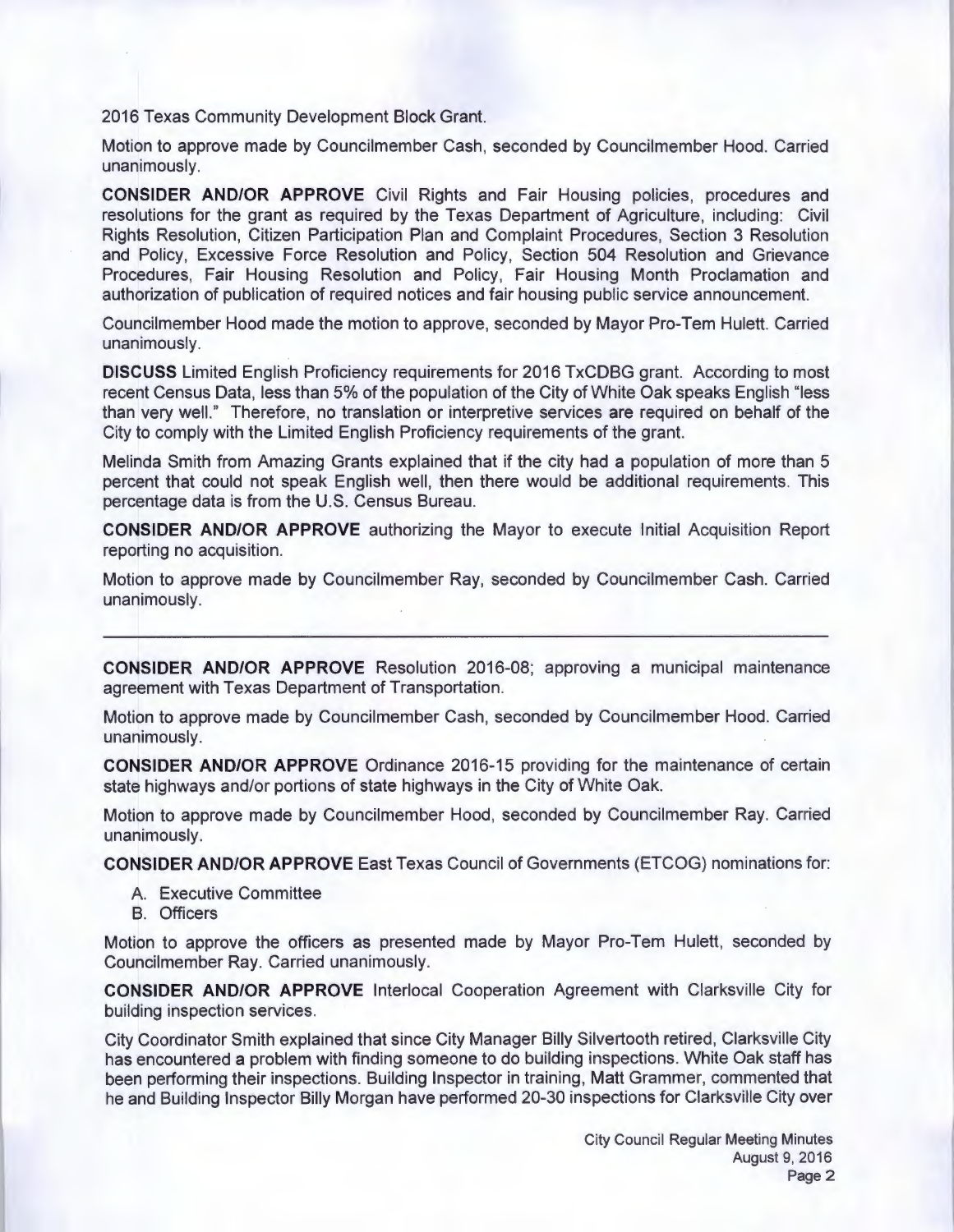2016 Texas Community Development Block Grant.

Motion to approve made by Councilmember Cash, seconded by Councilmember Hood. Carried unanimously.

**CONSIDER AND/OR APPROVE** Civil Rights and Fair Housing policies, procedures and resolutions for the grant as required by the Texas Department of Agriculture, including: Civil Rights Resolution, Citizen Participation Plan and Complaint Procedures, Section 3 Resolution and Policy, Excessive Force Resolution and Policy, Section 504 Resolution and Grievance Procedures, Fair Housing Resolution and Policy, Fair Housing Month Proclamation and authorization of publication of required notices and fair housing public service announcement.

Councilmember Hood made the motion to approve, seconded by Mayor Pro-Tem Hulett. Carried unanimously.

**DISCUSS** Limited English Proficiency requirements for 2016 TxCDBG grant. According to most recent Census Data, less than 5% of the population of the City of White Oak speaks English "less than very well." Therefore, no translation or interpretive services are required on behalf of the City to comply with the Limited English Proficiency requirements of the grant.

Melinda Smith from Amazing Grants explained that if the city had a population of more than 5 percent that could not speak English well, then there would be additional requirements. This percentage data is from the U.S. Census Bureau.

**CONSIDER AND/OR APPROVE** authorizing the Mayor to execute Initial Acquisition Report reporting no acquisition.

Motion to approve made by Councilmember Ray, seconded by Councilmember Cash. Carried unanimously.

---

**CONSIDER AND/OR APPROVE** Resolution 2016-08; approving a municipal maintenance agreement with Texas Department of Transportation.

Motion to approve made by Councilmember Cash, seconded by Councilmember Hood. Carried unanimously.

**CONSIDER AND/OR APPROVE** Ordinance 2016-15 providing for the maintenance of certain state highways and/or portions of state highways in the City of White Oak.

Motion to approve made by Councilmember Hood, seconded by Councilmember Ray. Carried unanimously.

**CONSIDER AND/OR APPROVE** East Texas Council of Governments (ETCOG) nominations for:

A. Executive Committee
B. Officers

Motion to approve the officers as presented made by Mayor Pro-Tem Hulett, seconded by Councilmember Ray. Carried unanimously.

**CONSIDER AND/OR APPROVE** Interlocal Cooperation Agreement with Clarksville City for building inspection services.

City Coordinator Smith explained that since City Manager Billy Silvertooth retired, Clarksville City has encountered a problem with finding someone to do building inspections. White Oak staff has been performing their inspections. Building Inspector in training, Matt Grammer, commented that he and Building Inspector Billy Morgan have performed 20-30 inspections for Clarksville City over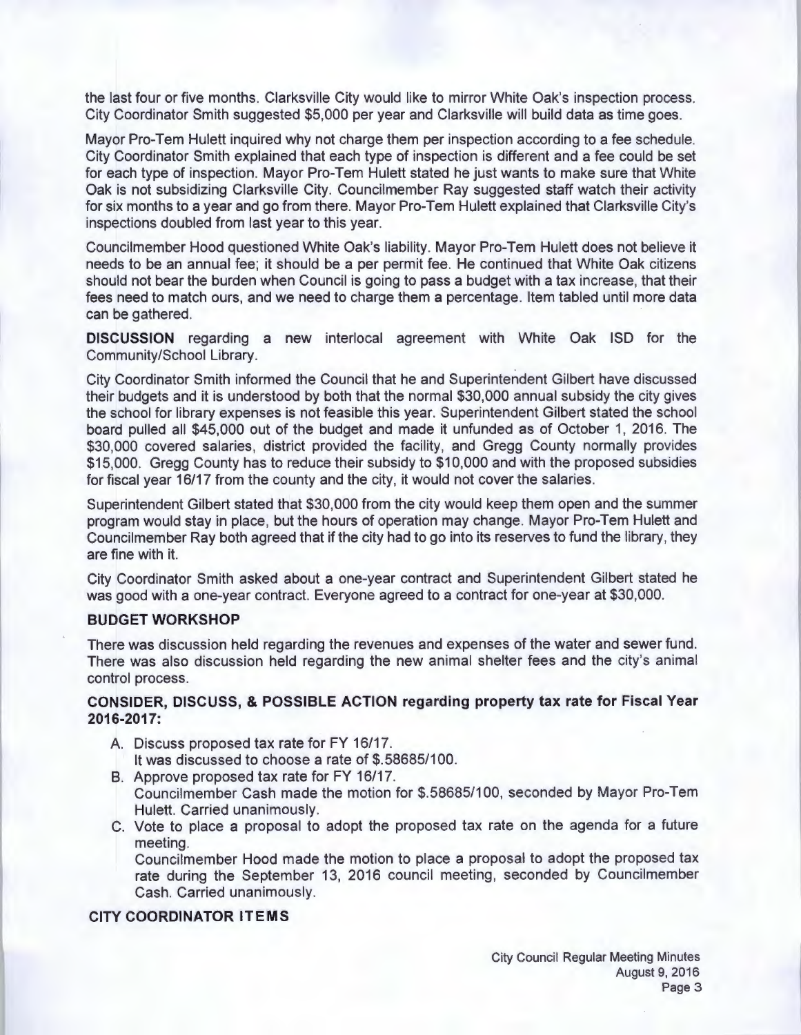the last four or five months. Clarksville City would like to mirror White Oak's inspection process. City Coordinator Smith suggested $5,000 per year and Clarksville will build data as time goes.

Mayor Pro-Tem Hulett inquired why not charge them per inspection according to a fee schedule. City Coordinator Smith explained that each type of inspection is different and a fee could be set for each type of inspection. Mayor Pro-Tem Hulett stated he just wants to make sure that White Oak is not subsidizing Clarksville City. Councilmember Ray suggested staff watch their activity for six months to a year and go from there. Mayor Pro-Tem Hulett explained that Clarksville City's inspections doubled from last year to this year.

Councilmember Hood questioned White Oak's liability. Mayor Pro-Tem Hulett does not believe it needs to be an annual fee; it should be a per permit fee. He continued that White Oak citizens should not bear the burden when Council is going to pass a budget with a tax increase, that their fees need to match ours, and we need to charge them a percentage. Item tabled until more data can be gathered.

**DISCUSSION** regarding a new interlocal agreement with White Oak ISD for the Community/School Library.

City Coordinator Smith informed the Council that he and Superintendent Gilbert have discussed their budgets and it is understood by both that the normal $30,000 annual subsidy the city gives the school for library expenses is not feasible this year. Superintendent Gilbert stated the school board pulled all $45,000 out of the budget and made it unfunded as of October 1, 2016. The $30,000 covered salaries, district provided the facility, and Gregg County normally provides $15,000. Gregg County has to reduce their subsidy to $10,000 and with the proposed subsidies for fiscal year 16/17 from the county and the city, it would not cover the salaries.

Superintendent Gilbert stated that $30,000 from the city would keep them open and the summer program would stay in place, but the hours of operation may change. Mayor Pro-Tem Hulett and Councilmember Ray both agreed that if the city had to go into its reserves to fund the library, they are fine with it.

City Coordinator Smith asked about a one-year contract and Superintendent Gilbert stated he was good with a one-year contract. Everyone agreed to a contract for one-year at $30,000.

**BUDGET WORKSHOP**

There was discussion held regarding the revenues and expenses of the water and sewer fund. There was also discussion held regarding the new animal shelter fees and the city's animal control process.

**CONSIDER, DISCUSS, & POSSIBLE ACTION regarding property tax rate for Fiscal Year 2016-2017:**

A. Discuss proposed tax rate for FY 16/17.
   It was discussed to choose a rate of $.58685/100.
B. Approve proposed tax rate for FY 16/17.
   Councilmember Cash made the motion for $.58685/100, seconded by Mayor Pro-Tem Hulett. Carried unanimously.
C. Vote to place a proposal to adopt the proposed tax rate on the agenda for a future meeting.
   Councilmember Hood made the motion to place a proposal to adopt the proposed tax rate during the September 13, 2016 council meeting, seconded by Councilmember Cash. Carried unanimously.

**CITY COORDINATOR ITEMS**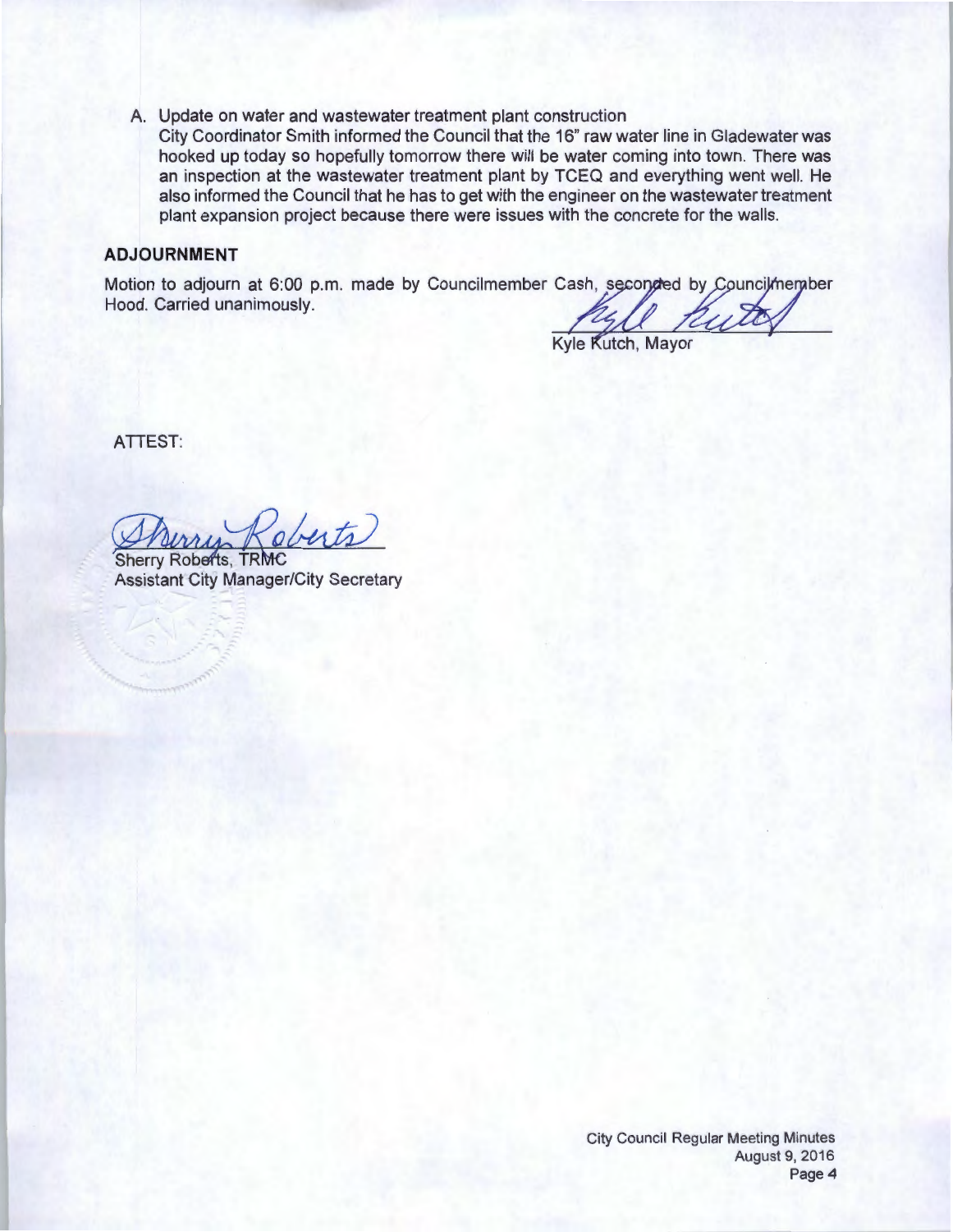A. Update on water and wastewater treatment plant construction
   City Coordinator Smith informed the Council that the 16" raw water line in Gladewater was hooked up today so hopefully tomorrow there will be water coming into town. There was an inspection at the wastewater treatment plant by TCEQ and everything went well. He also informed the Council that he has to get with the engineer on the wastewater treatment plant expansion project because there were issues with the concrete for the walls.

## ADJOURNMENT

Motion to adjourn at 6:00 p.m. made by Councilmember Cash, seconded by Councilmember Hood. Carried unanimously.

Kyle Kutch, Mayor

ATTEST:

Sherry Roberts, TRMC
Assistant City Manager/City Secretary

City Council Regular Meeting Minutes
August 9, 2016